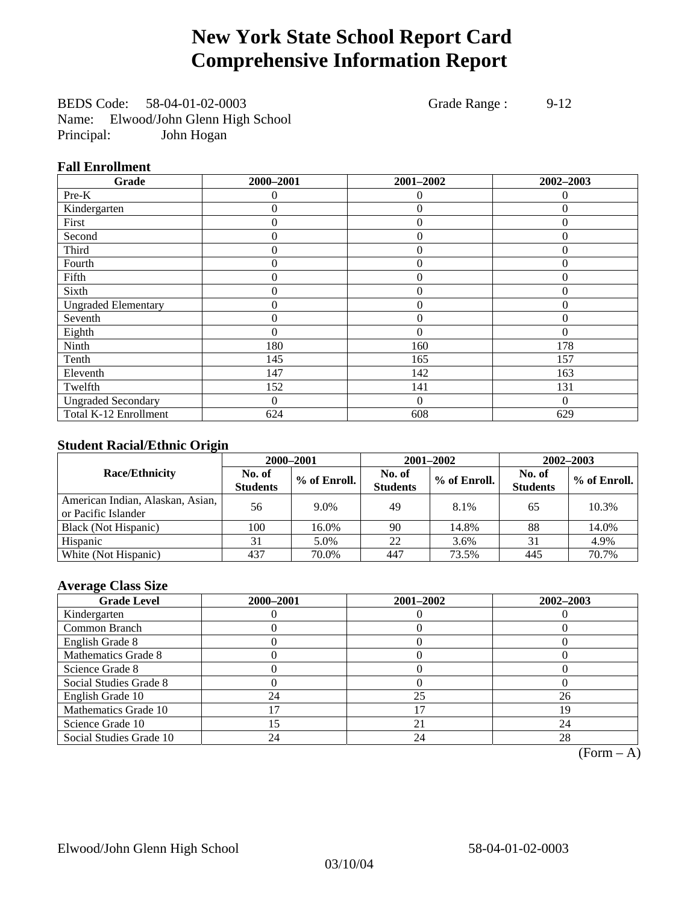# New York State School Report Card
# Comprehensive Information Report

BEDS Code: 58-04-01-02-0003 Grade Range : 9-12
Name: Elwood/John Glenn High School
Principal: John Hogan

### Fall Enrollment

| Grade | 2000–2001 | 2001–2002 | 2002–2003 |
|---|---|---|---|
| Pre-K | 0 | 0 | 0 |
| Kindergarten | 0 | 0 | 0 |
| First | 0 | 0 | 0 |
| Second | 0 | 0 | 0 |
| Third | 0 | 0 | 0 |
| Fourth | 0 | 0 | 0 |
| Fifth | 0 | 0 | 0 |
| Sixth | 0 | 0 | 0 |
| Ungraded Elementary | 0 | 0 | 0 |
| Seventh | 0 | 0 | 0 |
| Eighth | 0 | 0 | 0 |
| Ninth | 180 | 160 | 178 |
| Tenth | 145 | 165 | 157 |
| Eleventh | 147 | 142 | 163 |
| Twelfth | 152 | 141 | 131 |
| Ungraded Secondary | 0 | 0 | 0 |
| Total K-12 Enrollment | 624 | 608 | 629 |

### Student Racial/Ethnic Origin

| Race/Ethnicity | 2000–2001 | | 2001–2002 | | 2002–2003 | |
|---|---|---|---|---|---|---|
| | No. of Students | % of Enroll. | No. of Students | % of Enroll. | No. of Students | % of Enroll. |
| American Indian, Alaskan, Asian, or Pacific Islander | 56 | 9.0% | 49 | 8.1% | 65 | 10.3% |
| Black (Not Hispanic) | 100 | 16.0% | 90 | 14.8% | 88 | 14.0% |
| Hispanic | 31 | 5.0% | 22 | 3.6% | 31 | 4.9% |
| White (Not Hispanic) | 437 | 70.0% | 447 | 73.5% | 445 | 70.7% |

### Average Class Size

| Grade Level | 2000–2001 | 2001–2002 | 2002–2003 |
|---|---|---|---|
| Kindergarten | 0 | 0 | 0 |
| Common Branch | 0 | 0 | 0 |
| English Grade 8 | 0 | 0 | 0 |
| Mathematics Grade 8 | 0 | 0 | 0 |
| Science Grade 8 | 0 | 0 | 0 |
| Social Studies Grade 8 | 0 | 0 | 0 |
| English Grade 10 | 24 | 25 | 26 |
| Mathematics Grade 10 | 17 | 17 | 19 |
| Science Grade 10 | 15 | 21 | 24 |
| Social Studies Grade 10 | 24 | 24 | 28 |

(Form – A)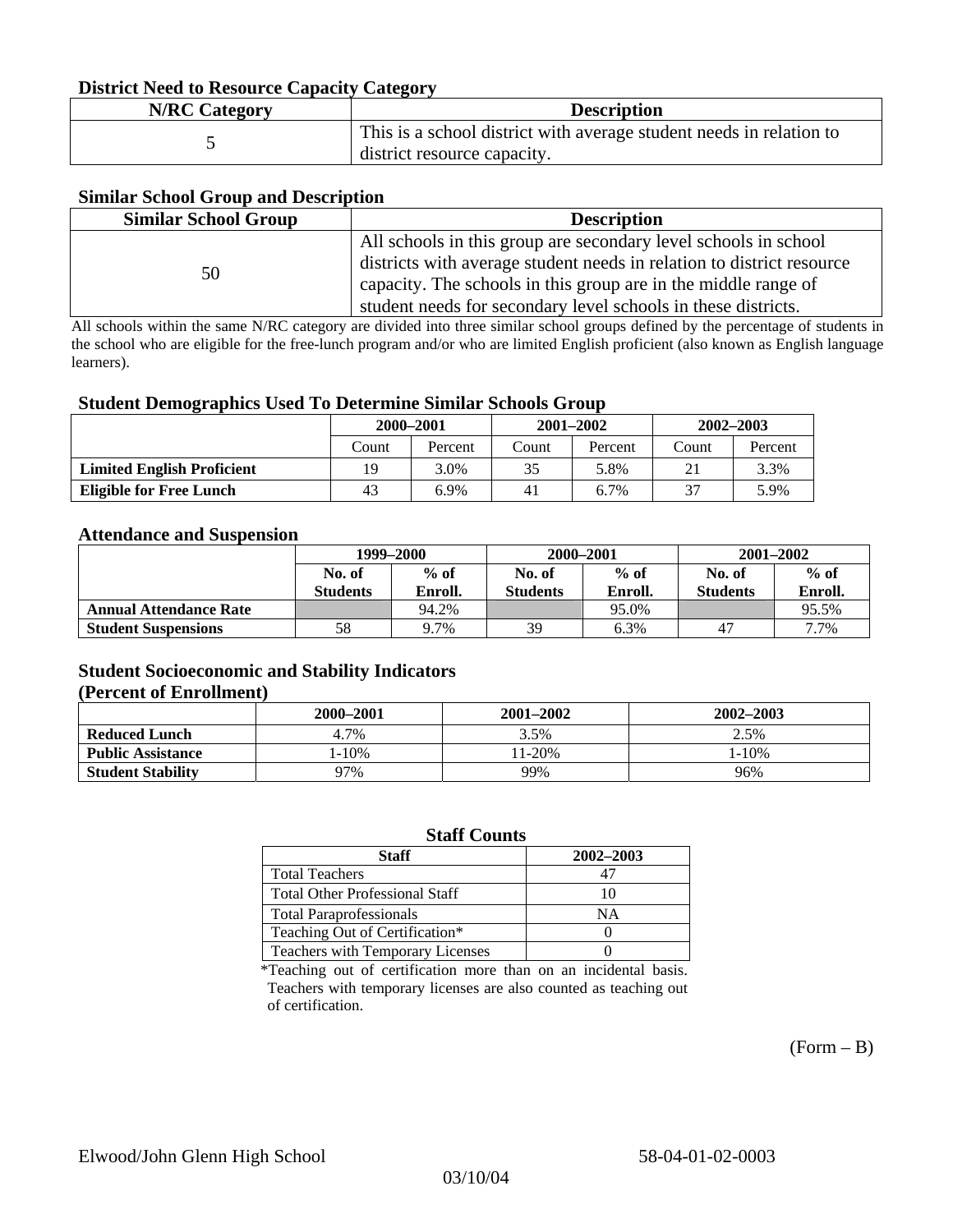### District Need to Resource Capacity Category

| N/RC Category | Description |
|---|---|
| 5 | This is a school district with average student needs in relation to district resource capacity. |

### Similar School Group and Description

| Similar School Group | Description |
|---|---|
| 50 | All schools in this group are secondary level schools in school districts with average student needs in relation to district resource capacity. The schools in this group are in the middle range of student needs for secondary level schools in these districts. |

All schools within the same N/RC category are divided into three similar school groups defined by the percentage of students in the school who are eligible for the free-lunch program and/or who are limited English proficient (also known as English language learners).

### Student Demographics Used To Determine Similar Schools Group

| | 2000–2001 | | 2001–2002 | | 2002–2003 | |
|---|---|---|---|---|---|---|
| | Count | Percent | Count | Percent | Count | Percent |
| **Limited English Proficient** | 19 | 3.0% | 35 | 5.8% | 21 | 3.3% |
| **Eligible for Free Lunch** | 43 | 6.9% | 41 | 6.7% | 37 | 5.9% |

### Attendance and Suspension

| | 1999–2000 | | 2000–2001 | | 2001–2002 | |
|---|---|---|---|---|---|---|
| | No. of Students | % of Enroll. | No. of Students | % of Enroll. | No. of Students | % of Enroll. |
| **Annual Attendance Rate** | | 94.2% | | 95.0% | | 95.5% |
| **Student Suspensions** | 58 | 9.7% | 39 | 6.3% | 47 | 7.7% |

### Student Socioeconomic and Stability Indicators (Percent of Enrollment)

| | 2000–2001 | 2001–2002 | 2002–2003 |
|---|---|---|---|
| **Reduced Lunch** | 4.7% | 3.5% | 2.5% |
| **Public Assistance** | 1-10% | 11-20% | 1-10% |
| **Student Stability** | 97% | 99% | 96% |

### Staff Counts

| Staff | 2002–2003 |
|---|---|
| Total Teachers | 47 |
| Total Other Professional Staff | 10 |
| Total Paraprofessionals | NA |
| Teaching Out of Certification* | 0 |
| Teachers with Temporary Licenses | 0 |

*Teaching out of certification more than on an incidental basis. Teachers with temporary licenses are also counted as teaching out of certification.

(Form – B)

Elwood/John Glenn High School 58-04-01-02-0003

03/10/04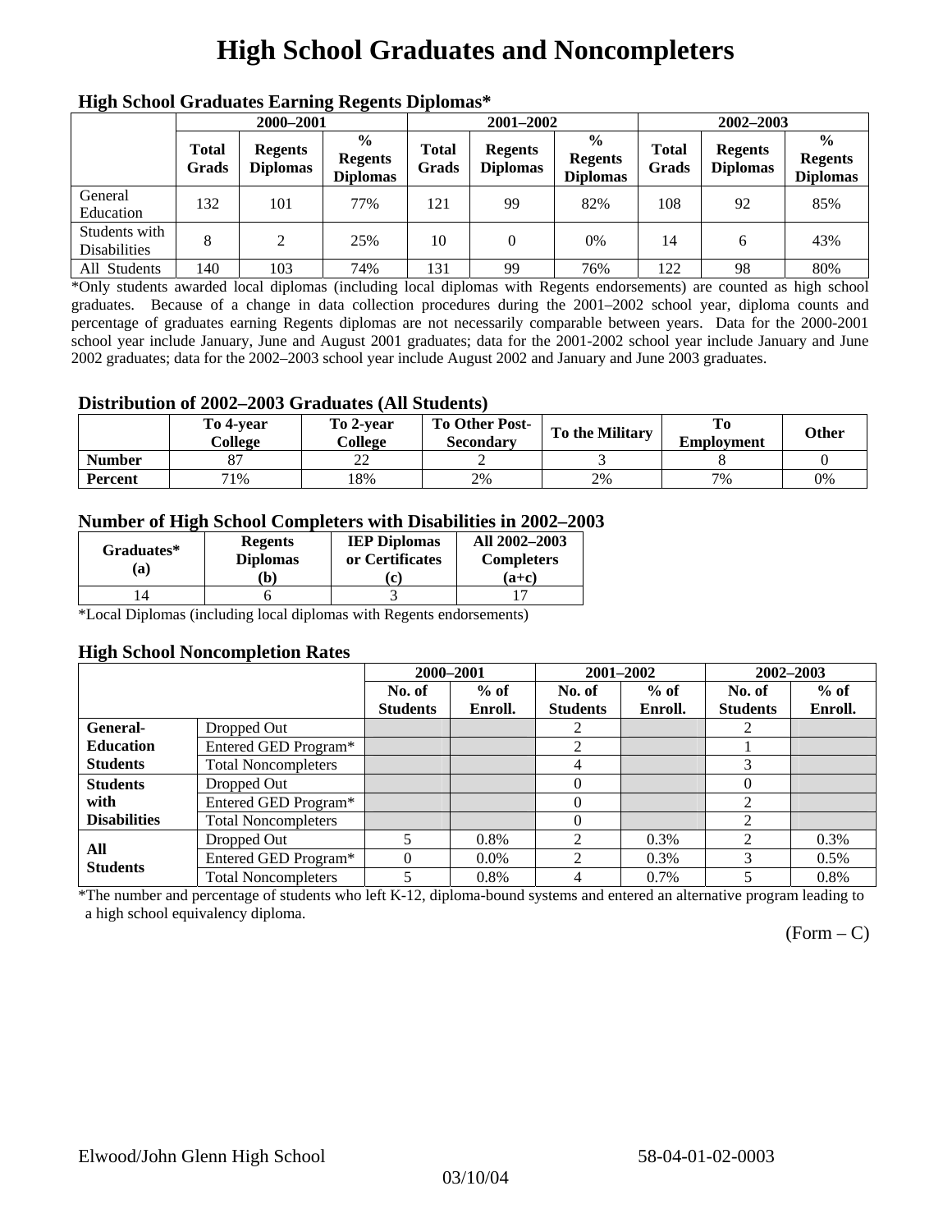# High School Graduates and Noncompleters

### High School Graduates Earning Regents Diplomas*

| | 2000–2001 | | | 2001–2002 | | | 2002–2003 | | |
|---|---|---|---|---|---|---|---|---|---|
| | Total Grads | Regents Diplomas | % Regents Diplomas | Total Grads | Regents Diplomas | % Regents Diplomas | Total Grads | Regents Diplomas | % Regents Diplomas |
| General Education | 132 | 101 | 77% | 121 | 99 | 82% | 108 | 92 | 85% |
| Students with Disabilities | 8 | 2 | 25% | 10 | 0 | 0% | 14 | 6 | 43% |
| All Students | 140 | 103 | 74% | 131 | 99 | 76% | 122 | 98 | 80% |

*Only students awarded local diplomas (including local diplomas with Regents endorsements) are counted as high school graduates. Because of a change in data collection procedures during the 2001–2002 school year, diploma counts and percentage of graduates earning Regents diplomas are not necessarily comparable between years. Data for the 2000-2001 school year include January, June and August 2001 graduates; data for the 2001-2002 school year include January and June 2002 graduates; data for the 2002–2003 school year include August 2002 and January and June 2003 graduates.

### Distribution of 2002–2003 Graduates (All Students)

| | To 4-year College | To 2-year College | To Other Post-Secondary | To the Military | To Employment | Other |
|---|---|---|---|---|---|---|
| Number | 87 | 22 | 2 | 3 | 8 | 0 |
| Percent | 71% | 18% | 2% | 2% | 7% | 0% |

### Number of High School Completers with Disabilities in 2002–2003

| Graduates* (a) | Regents Diplomas (b) | IEP Diplomas or Certificates (c) | All 2002–2003 Completers (a+c) |
|---|---|---|---|
| 14 | 6 | 3 | 17 |

*Local Diplomas (including local diplomas with Regents endorsements)

### High School Noncompletion Rates

| | | 2000–2001 | | 2001–2002 | | 2002–2003 | |
|---|---|---|---|---|---|---|---|
| | | No. of Students | % of Enroll. | No. of Students | % of Enroll. | No. of Students | % of Enroll. |
| General-Education Students | Dropped Out | | | 2 | | 2 | |
| | Entered GED Program* | | | 2 | | 1 | |
| | Total Noncompleters | | | 4 | | 3 | |
| Students with Disabilities | Dropped Out | | | 0 | | 0 | |
| | Entered GED Program* | | | 0 | | 2 | |
| | Total Noncompleters | | | 0 | | 2 | |
| All Students | Dropped Out | 5 | 0.8% | 2 | 0.3% | 2 | 0.3% |
| | Entered GED Program* | 0 | 0.0% | 2 | 0.3% | 3 | 0.5% |
| | Total Noncompleters | 5 | 0.8% | 4 | 0.7% | 5 | 0.8% |

*The number and percentage of students who left K-12, diploma-bound systems and entered an alternative program leading to a high school equivalency diploma.

(Form – C)

Elwood/John Glenn High School 58-04-01-02-0003

03/10/04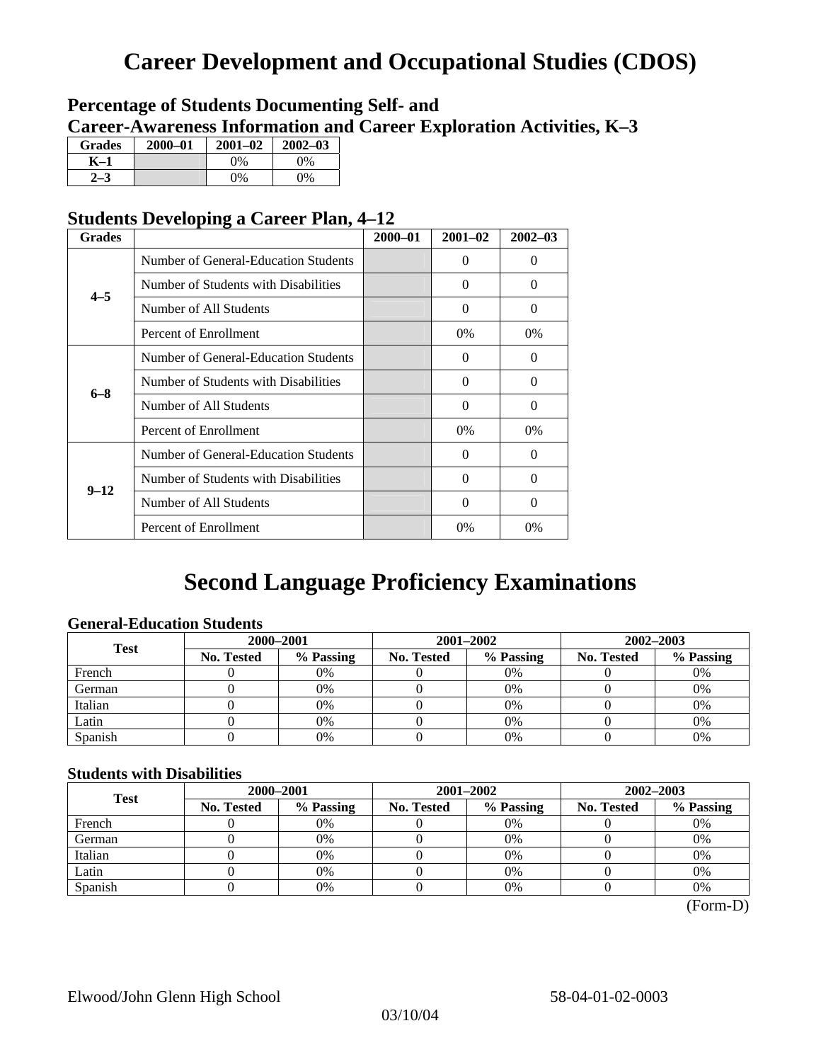# Career Development and Occupational Studies (CDOS)

### Percentage of Students Documenting Self- and Career-Awareness Information and Career Exploration Activities, K–3

| Grades | 2000–01 | 2001–02 | 2002–03 |
|---|---|---|---|
| K–1 | | 0% | 0% |
| 2–3 | | 0% | 0% |

### Students Developing a Career Plan, 4–12

| Grades | | 2000–01 | 2001–02 | 2002–03 |
|---|---|---|---|---|
| 4–5 | Number of General-Education Students | | 0 | 0 |
| | Number of Students with Disabilities | | 0 | 0 |
| | Number of All Students | | 0 | 0 |
| | Percent of Enrollment | | 0% | 0% |
| 6–8 | Number of General-Education Students | | 0 | 0 |
| | Number of Students with Disabilities | | 0 | 0 |
| | Number of All Students | | 0 | 0 |
| | Percent of Enrollment | | 0% | 0% |
| 9–12 | Number of General-Education Students | | 0 | 0 |
| | Number of Students with Disabilities | | 0 | 0 |
| | Number of All Students | | 0 | 0 |
| | Percent of Enrollment | | 0% | 0% |

# Second Language Proficiency Examinations

### General-Education Students

| Test | 2000–2001 | | 2001–2002 | | 2002–2003 | |
|---|---|---|---|---|---|---|
| | No. Tested | % Passing | No. Tested | % Passing | No. Tested | % Passing |
| French | 0 | 0% | 0 | 0% | 0 | 0% |
| German | 0 | 0% | 0 | 0% | 0 | 0% |
| Italian | 0 | 0% | 0 | 0% | 0 | 0% |
| Latin | 0 | 0% | 0 | 0% | 0 | 0% |
| Spanish | 0 | 0% | 0 | 0% | 0 | 0% |

### Students with Disabilities

| Test | 2000–2001 | | 2001–2002 | | 2002–2003 | |
|---|---|---|---|---|---|---|
| | No. Tested | % Passing | No. Tested | % Passing | No. Tested | % Passing |
| French | 0 | 0% | 0 | 0% | 0 | 0% |
| German | 0 | 0% | 0 | 0% | 0 | 0% |
| Italian | 0 | 0% | 0 | 0% | 0 | 0% |
| Latin | 0 | 0% | 0 | 0% | 0 | 0% |
| Spanish | 0 | 0% | 0 | 0% | 0 | 0% |

(Form-D)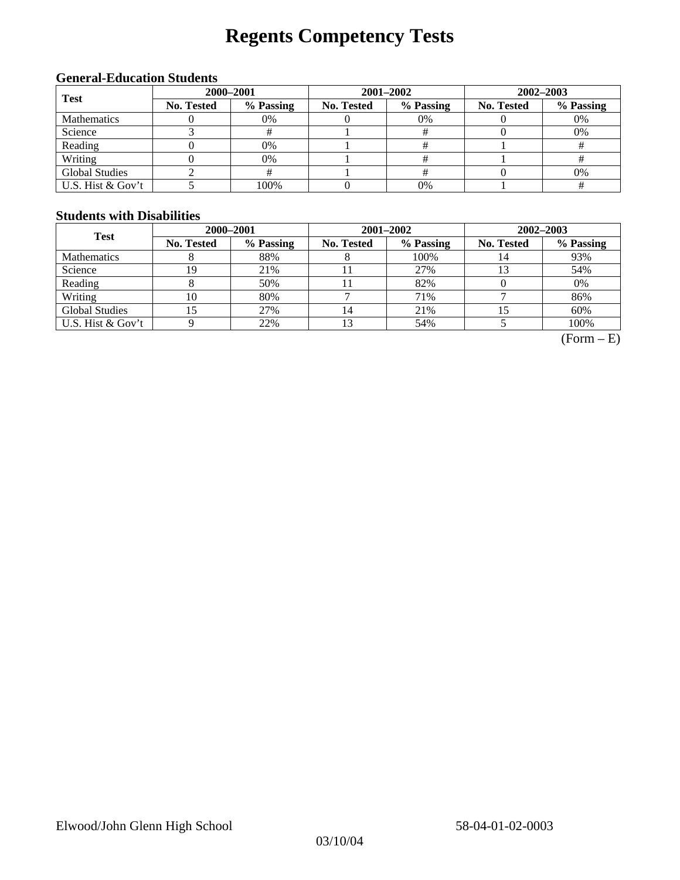# Regents Competency Tests

### General-Education Students

| Test | 2000–2001 | | 2001–2002 | | 2002–2003 | |
|---|---|---|---|---|---|---|
| | No. Tested | % Passing | No. Tested | % Passing | No. Tested | % Passing |
| Mathematics | 0 | 0% | 0 | 0% | 0 | 0% |
| Science | 3 | # | 1 | # | 0 | 0% |
| Reading | 0 | 0% | 1 | # | 1 | # |
| Writing | 0 | 0% | 1 | # | 1 | # |
| Global Studies | 2 | # | 1 | # | 0 | 0% |
| U.S. Hist & Gov't | 5 | 100% | 0 | 0% | 1 | # |

### Students with Disabilities

| Test | 2000–2001 | | 2001–2002 | | 2002–2003 | |
|---|---|---|---|---|---|---|
| | No. Tested | % Passing | No. Tested | % Passing | No. Tested | % Passing |
| Mathematics | 8 | 88% | 8 | 100% | 14 | 93% |
| Science | 19 | 21% | 11 | 27% | 13 | 54% |
| Reading | 8 | 50% | 11 | 82% | 0 | 0% |
| Writing | 10 | 80% | 7 | 71% | 7 | 86% |
| Global Studies | 15 | 27% | 14 | 21% | 15 | 60% |
| U.S. Hist & Gov't | 9 | 22% | 13 | 54% | 5 | 100% |

(Form – E)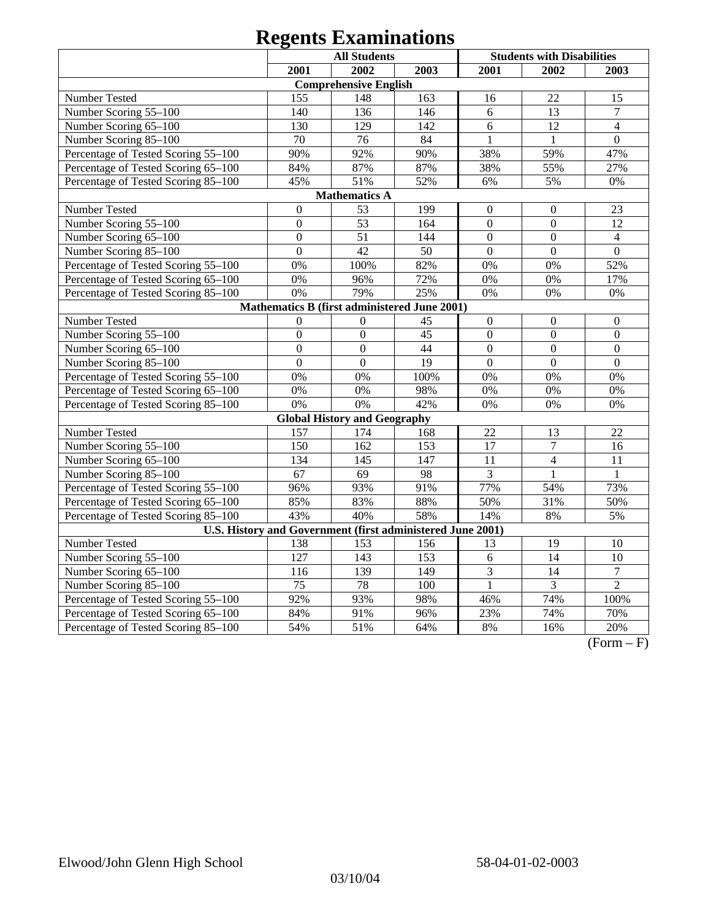# Regents Examinations

| | All Students | | | Students with Disabilities | | |
|---|---|---|---|---|---|---|
| | 2001 | 2002 | 2003 | 2001 | 2002 | 2003 |
| **Comprehensive English** | | | | | | |
| Number Tested | 155 | 148 | 163 | 16 | 22 | 15 |
| Number Scoring 55–100 | 140 | 136 | 146 | 6 | 13 | 7 |
| Number Scoring 65–100 | 130 | 129 | 142 | 6 | 12 | 4 |
| Number Scoring 85–100 | 70 | 76 | 84 | 1 | 1 | 0 |
| Percentage of Tested Scoring 55–100 | 90% | 92% | 90% | 38% | 59% | 47% |
| Percentage of Tested Scoring 65–100 | 84% | 87% | 87% | 38% | 55% | 27% |
| Percentage of Tested Scoring 85–100 | 45% | 51% | 52% | 6% | 5% | 0% |
| **Mathematics A** | | | | | | |
| Number Tested | 0 | 53 | 199 | 0 | 0 | 23 |
| Number Scoring 55–100 | 0 | 53 | 164 | 0 | 0 | 12 |
| Number Scoring 65–100 | 0 | 51 | 144 | 0 | 0 | 4 |
| Number Scoring 85–100 | 0 | 42 | 50 | 0 | 0 | 0 |
| Percentage of Tested Scoring 55–100 | 0% | 100% | 82% | 0% | 0% | 52% |
| Percentage of Tested Scoring 65–100 | 0% | 96% | 72% | 0% | 0% | 17% |
| Percentage of Tested Scoring 85–100 | 0% | 79% | 25% | 0% | 0% | 0% |
| **Mathematics B (first administered June 2001)** | | | | | | |
| Number Tested | 0 | 0 | 45 | 0 | 0 | 0 |
| Number Scoring 55–100 | 0 | 0 | 45 | 0 | 0 | 0 |
| Number Scoring 65–100 | 0 | 0 | 44 | 0 | 0 | 0 |
| Number Scoring 85–100 | 0 | 0 | 19 | 0 | 0 | 0 |
| Percentage of Tested Scoring 55–100 | 0% | 0% | 100% | 0% | 0% | 0% |
| Percentage of Tested Scoring 65–100 | 0% | 0% | 98% | 0% | 0% | 0% |
| Percentage of Tested Scoring 85–100 | 0% | 0% | 42% | 0% | 0% | 0% |
| **Global History and Geography** | | | | | | |
| Number Tested | 157 | 174 | 168 | 22 | 13 | 22 |
| Number Scoring 55–100 | 150 | 162 | 153 | 17 | 7 | 16 |
| Number Scoring 65–100 | 134 | 145 | 147 | 11 | 4 | 11 |
| Number Scoring 85–100 | 67 | 69 | 98 | 3 | 1 | 1 |
| Percentage of Tested Scoring 55–100 | 96% | 93% | 91% | 77% | 54% | 73% |
| Percentage of Tested Scoring 65–100 | 85% | 83% | 88% | 50% | 31% | 50% |
| Percentage of Tested Scoring 85–100 | 43% | 40% | 58% | 14% | 8% | 5% |
| **U.S. History and Government (first administered June 2001)** | | | | | | |
| Number Tested | 138 | 153 | 156 | 13 | 19 | 10 |
| Number Scoring 55–100 | 127 | 143 | 153 | 6 | 14 | 10 |
| Number Scoring 65–100 | 116 | 139 | 149 | 3 | 14 | 7 |
| Number Scoring 85–100 | 75 | 78 | 100 | 1 | 3 | 2 |
| Percentage of Tested Scoring 55–100 | 92% | 93% | 98% | 46% | 74% | 100% |
| Percentage of Tested Scoring 65–100 | 84% | 91% | 96% | 23% | 74% | 70% |
| Percentage of Tested Scoring 85–100 | 54% | 51% | 64% | 8% | 16% | 20% |

(Form – F)

Elwood/John Glenn High School 58-04-01-02-0003

03/10/04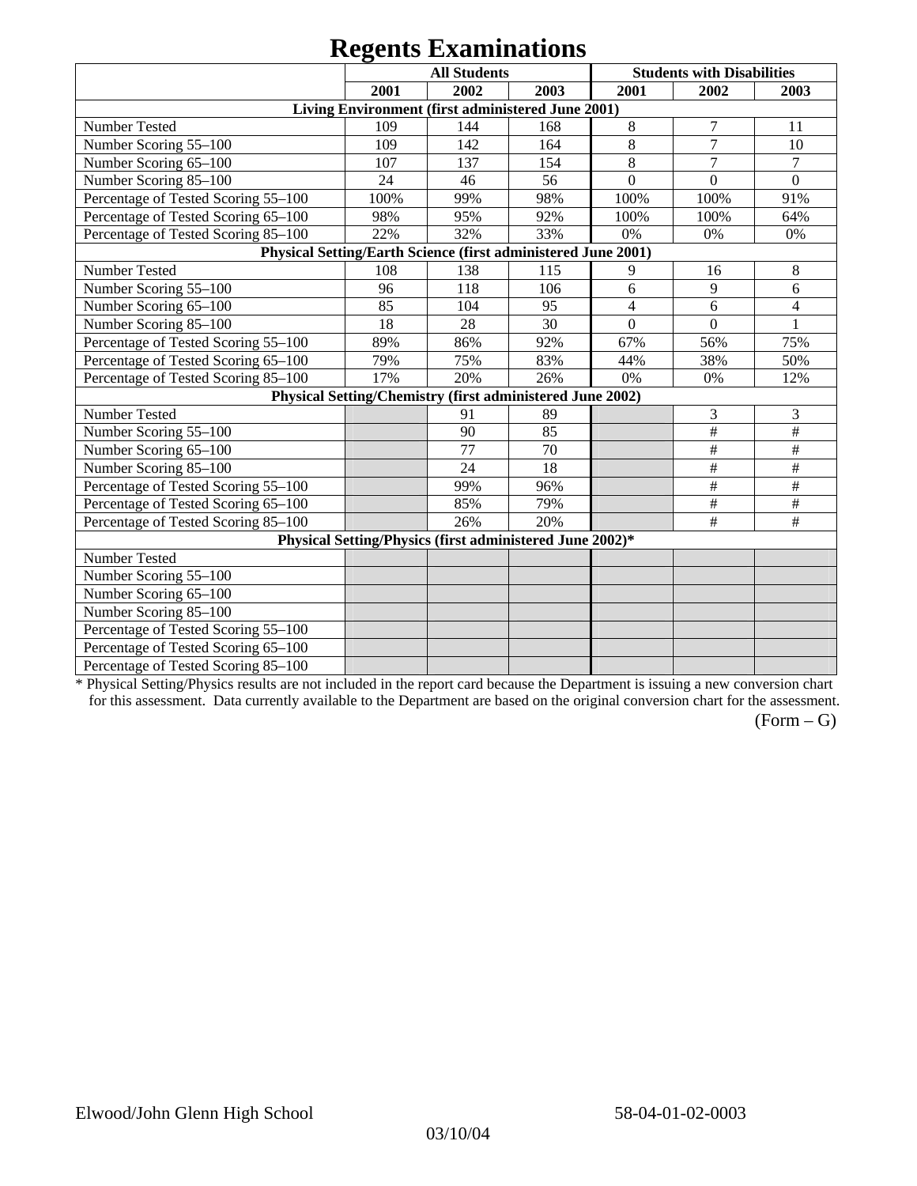# Regents Examinations

| | All Students | | | Students with Disabilities | | |
|---|---|---|---|---|---|---|
| | 2001 | 2002 | 2003 | 2001 | 2002 | 2003 |
| **Living Environment (first administered June 2001)** | | | | | | |
| Number Tested | 109 | 144 | 168 | 8 | 7 | 11 |
| Number Scoring 55–100 | 109 | 142 | 164 | 8 | 7 | 10 |
| Number Scoring 65–100 | 107 | 137 | 154 | 8 | 7 | 7 |
| Number Scoring 85–100 | 24 | 46 | 56 | 0 | 0 | 0 |
| Percentage of Tested Scoring 55–100 | 100% | 99% | 98% | 100% | 100% | 91% |
| Percentage of Tested Scoring 65–100 | 98% | 95% | 92% | 100% | 100% | 64% |
| Percentage of Tested Scoring 85–100 | 22% | 32% | 33% | 0% | 0% | 0% |
| **Physical Setting/Earth Science (first administered June 2001)** | | | | | | |
| Number Tested | 108 | 138 | 115 | 9 | 16 | 8 |
| Number Scoring 55–100 | 96 | 118 | 106 | 6 | 9 | 6 |
| Number Scoring 65–100 | 85 | 104 | 95 | 4 | 6 | 4 |
| Number Scoring 85–100 | 18 | 28 | 30 | 0 | 0 | 1 |
| Percentage of Tested Scoring 55–100 | 89% | 86% | 92% | 67% | 56% | 75% |
| Percentage of Tested Scoring 65–100 | 79% | 75% | 83% | 44% | 38% | 50% |
| Percentage of Tested Scoring 85–100 | 17% | 20% | 26% | 0% | 0% | 12% |
| **Physical Setting/Chemistry (first administered June 2002)** | | | | | | |
| Number Tested | | 91 | 89 | | 3 | 3 |
| Number Scoring 55–100 | | 90 | 85 | | # | # |
| Number Scoring 65–100 | | 77 | 70 | | # | # |
| Number Scoring 85–100 | | 24 | 18 | | # | # |
| Percentage of Tested Scoring 55–100 | | 99% | 96% | | # | # |
| Percentage of Tested Scoring 65–100 | | 85% | 79% | | # | # |
| Percentage of Tested Scoring 85–100 | | 26% | 20% | | # | # |
| **Physical Setting/Physics (first administered June 2002)*** | | | | | | |
| Number Tested | | | | | | |
| Number Scoring 55–100 | | | | | | |
| Number Scoring 65–100 | | | | | | |
| Number Scoring 85–100 | | | | | | |
| Percentage of Tested Scoring 55–100 | | | | | | |
| Percentage of Tested Scoring 65–100 | | | | | | |
| Percentage of Tested Scoring 85–100 | | | | | | |

* Physical Setting/Physics results are not included in the report card because the Department is issuing a new conversion chart for this assessment. Data currently available to the Department are based on the original conversion chart for the assessment.

(Form – G)

Elwood/John Glenn High School 58-04-01-02-0003

03/10/04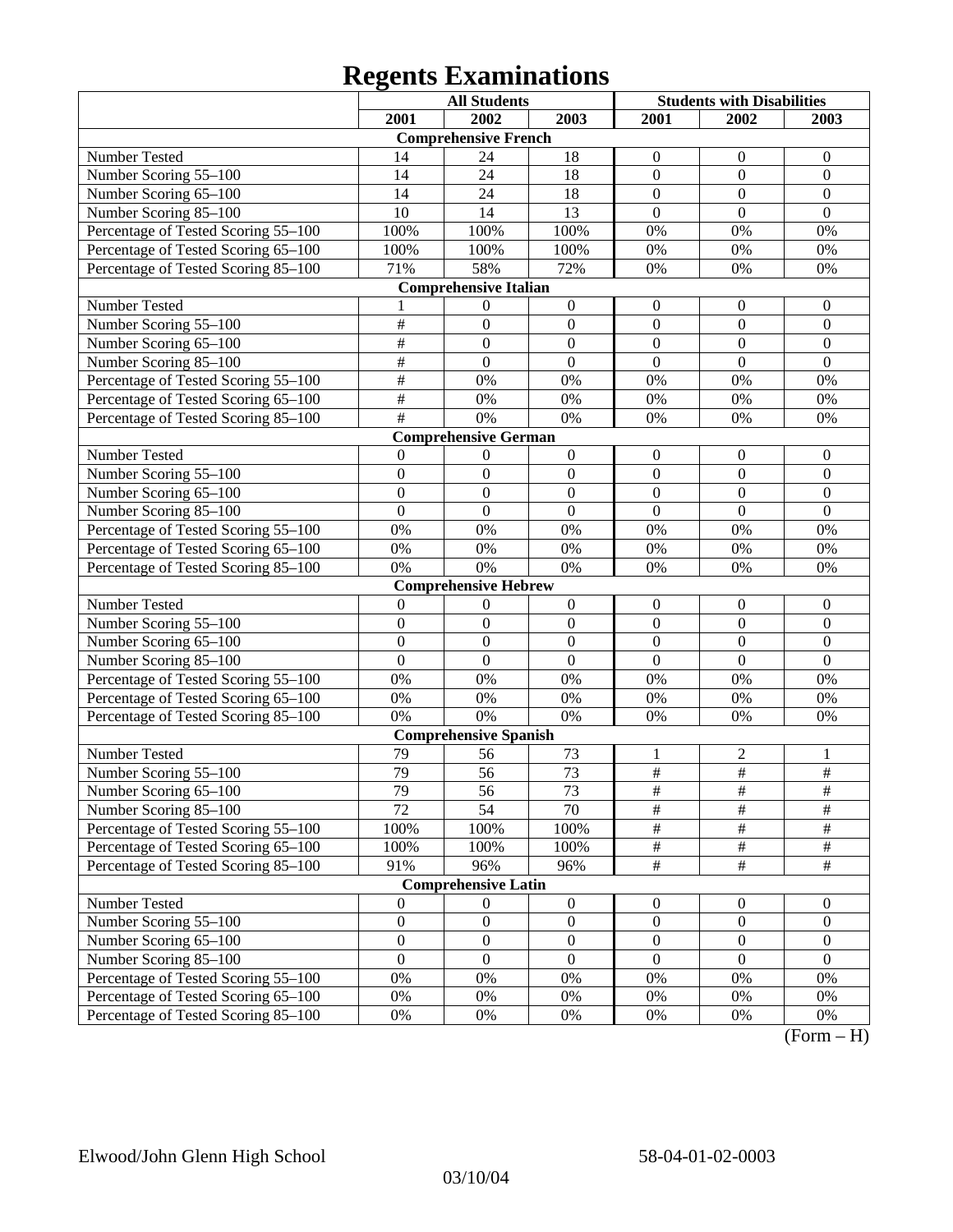# Regents Examinations

| | All Students | | | Students with Disabilities | | |
|---|---|---|---|---|---|---|
| | 2001 | 2002 | 2003 | 2001 | 2002 | 2003 |
| **Comprehensive French** | | | | | | |
| Number Tested | 14 | 24 | 18 | 0 | 0 | 0 |
| Number Scoring 55–100 | 14 | 24 | 18 | 0 | 0 | 0 |
| Number Scoring 65–100 | 14 | 24 | 18 | 0 | 0 | 0 |
| Number Scoring 85–100 | 10 | 14 | 13 | 0 | 0 | 0 |
| Percentage of Tested Scoring 55–100 | 100% | 100% | 100% | 0% | 0% | 0% |
| Percentage of Tested Scoring 65–100 | 100% | 100% | 100% | 0% | 0% | 0% |
| Percentage of Tested Scoring 85–100 | 71% | 58% | 72% | 0% | 0% | 0% |
| **Comprehensive Italian** | | | | | | |
| Number Tested | 1 | 0 | 0 | 0 | 0 | 0 |
| Number Scoring 55–100 | # | 0 | 0 | 0 | 0 | 0 |
| Number Scoring 65–100 | # | 0 | 0 | 0 | 0 | 0 |
| Number Scoring 85–100 | # | 0 | 0 | 0 | 0 | 0 |
| Percentage of Tested Scoring 55–100 | # | 0% | 0% | 0% | 0% | 0% |
| Percentage of Tested Scoring 65–100 | # | 0% | 0% | 0% | 0% | 0% |
| Percentage of Tested Scoring 85–100 | # | 0% | 0% | 0% | 0% | 0% |
| **Comprehensive German** | | | | | | |
| Number Tested | 0 | 0 | 0 | 0 | 0 | 0 |
| Number Scoring 55–100 | 0 | 0 | 0 | 0 | 0 | 0 |
| Number Scoring 65–100 | 0 | 0 | 0 | 0 | 0 | 0 |
| Number Scoring 85–100 | 0 | 0 | 0 | 0 | 0 | 0 |
| Percentage of Tested Scoring 55–100 | 0% | 0% | 0% | 0% | 0% | 0% |
| Percentage of Tested Scoring 65–100 | 0% | 0% | 0% | 0% | 0% | 0% |
| Percentage of Tested Scoring 85–100 | 0% | 0% | 0% | 0% | 0% | 0% |
| **Comprehensive Hebrew** | | | | | | |
| Number Tested | 0 | 0 | 0 | 0 | 0 | 0 |
| Number Scoring 55–100 | 0 | 0 | 0 | 0 | 0 | 0 |
| Number Scoring 65–100 | 0 | 0 | 0 | 0 | 0 | 0 |
| Number Scoring 85–100 | 0 | 0 | 0 | 0 | 0 | 0 |
| Percentage of Tested Scoring 55–100 | 0% | 0% | 0% | 0% | 0% | 0% |
| Percentage of Tested Scoring 65–100 | 0% | 0% | 0% | 0% | 0% | 0% |
| Percentage of Tested Scoring 85–100 | 0% | 0% | 0% | 0% | 0% | 0% |
| **Comprehensive Spanish** | | | | | | |
| Number Tested | 79 | 56 | 73 | 1 | 2 | 1 |
| Number Scoring 55–100 | 79 | 56 | 73 | # | # | # |
| Number Scoring 65–100 | 79 | 56 | 73 | # | # | # |
| Number Scoring 85–100 | 72 | 54 | 70 | # | # | # |
| Percentage of Tested Scoring 55–100 | 100% | 100% | 100% | # | # | # |
| Percentage of Tested Scoring 65–100 | 100% | 100% | 100% | # | # | # |
| Percentage of Tested Scoring 85–100 | 91% | 96% | 96% | # | # | # |
| **Comprehensive Latin** | | | | | | |
| Number Tested | 0 | 0 | 0 | 0 | 0 | 0 |
| Number Scoring 55–100 | 0 | 0 | 0 | 0 | 0 | 0 |
| Number Scoring 65–100 | 0 | 0 | 0 | 0 | 0 | 0 |
| Number Scoring 85–100 | 0 | 0 | 0 | 0 | 0 | 0 |
| Percentage of Tested Scoring 55–100 | 0% | 0% | 0% | 0% | 0% | 0% |
| Percentage of Tested Scoring 65–100 | 0% | 0% | 0% | 0% | 0% | 0% |
| Percentage of Tested Scoring 85–100 | 0% | 0% | 0% | 0% | 0% | 0% |

(Form – H)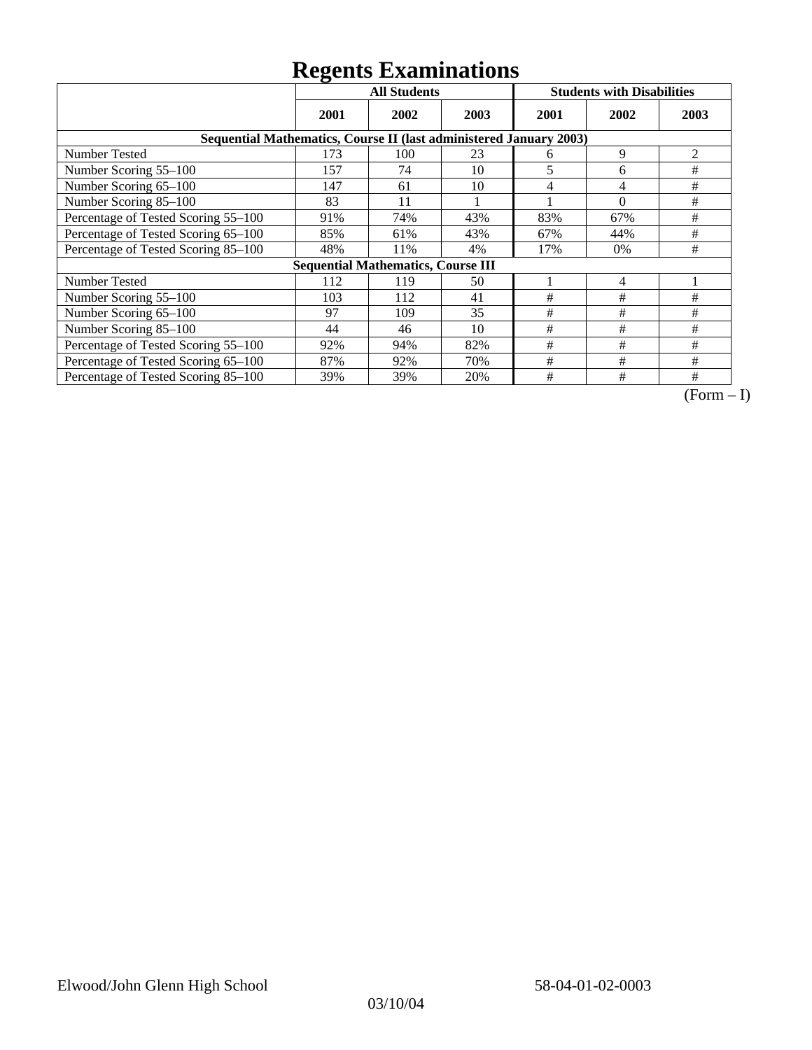# Regents Examinations

| | All Students | | | Students with Disabilities | | |
|---|---|---|---|---|---|---|
| | 2001 | 2002 | 2003 | 2001 | 2002 | 2003 |
| **Sequential Mathematics, Course II (last administered January 2003)** | | | | | | |
| Number Tested | 173 | 100 | 23 | 6 | 9 | 2 |
| Number Scoring 55–100 | 157 | 74 | 10 | 5 | 6 | # |
| Number Scoring 65–100 | 147 | 61 | 10 | 4 | 4 | # |
| Number Scoring 85–100 | 83 | 11 | 1 | 1 | 0 | # |
| Percentage of Tested Scoring 55–100 | 91% | 74% | 43% | 83% | 67% | # |
| Percentage of Tested Scoring 65–100 | 85% | 61% | 43% | 67% | 44% | # |
| Percentage of Tested Scoring 85–100 | 48% | 11% | 4% | 17% | 0% | # |
| **Sequential Mathematics, Course III** | | | | | | |
| Number Tested | 112 | 119 | 50 | 1 | 4 | 1 |
| Number Scoring 55–100 | 103 | 112 | 41 | # | # | # |
| Number Scoring 65–100 | 97 | 109 | 35 | # | # | # |
| Number Scoring 85–100 | 44 | 46 | 10 | # | # | # |
| Percentage of Tested Scoring 55–100 | 92% | 94% | 82% | # | # | # |
| Percentage of Tested Scoring 65–100 | 87% | 92% | 70% | # | # | # |
| Percentage of Tested Scoring 85–100 | 39% | 39% | 20% | # | # | # |

(Form – I)

Elwood/John Glenn High School 58-04-01-02-0003

03/10/04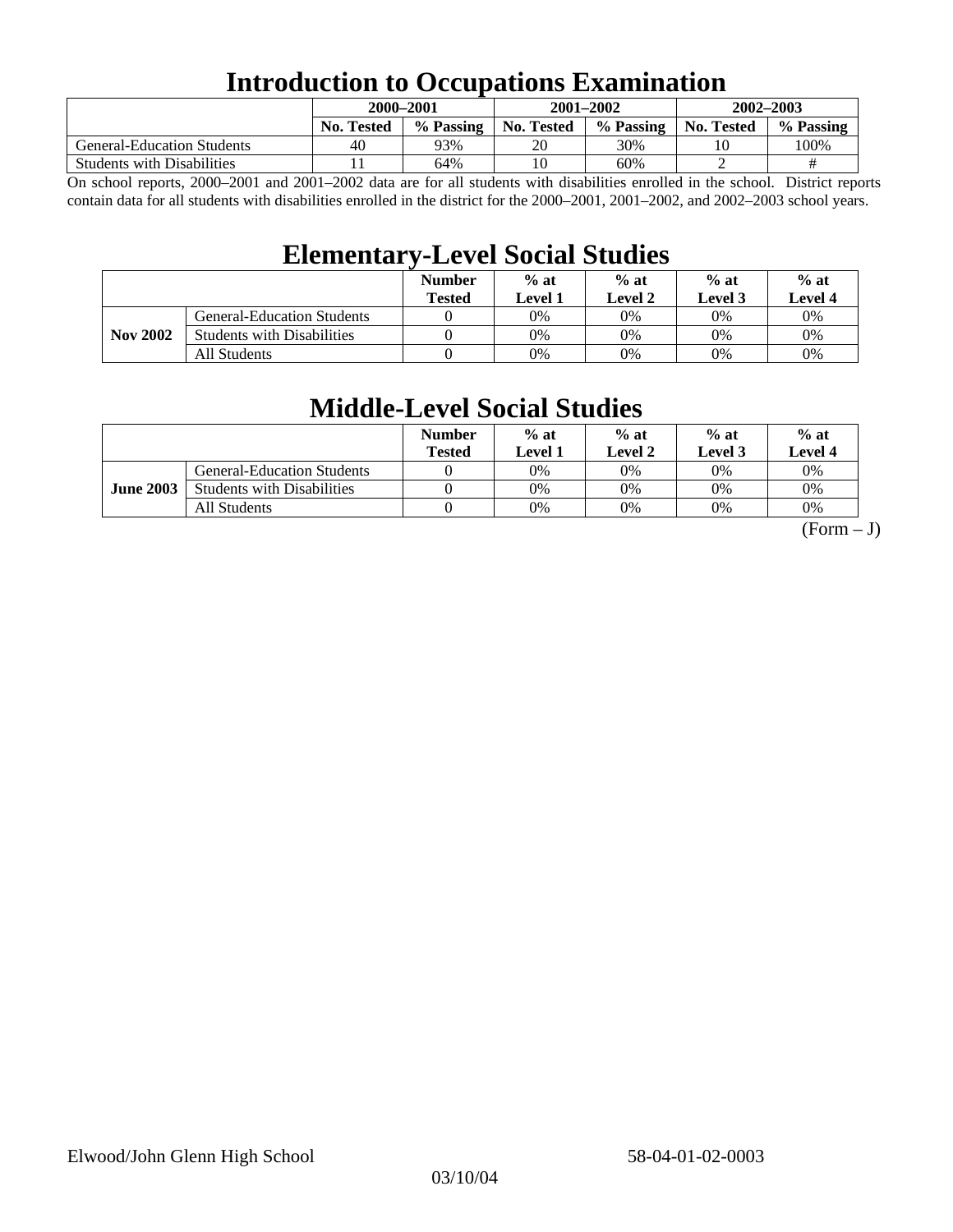# Introduction to Occupations Examination

| | 2000–2001 | | 2001–2002 | | 2002–2003 | |
|---|---|---|---|---|---|---|
| | No. Tested | % Passing | No. Tested | % Passing | No. Tested | % Passing |
| General-Education Students | 40 | 93% | 20 | 30% | 10 | 100% |
| Students with Disabilities | 11 | 64% | 10 | 60% | 2 | # |

On school reports, 2000–2001 and 2001–2002 data are for all students with disabilities enrolled in the school. District reports contain data for all students with disabilities enrolled in the district for the 2000–2001, 2001–2002, and 2002–2003 school years.

# Elementary-Level Social Studies

| | | Number Tested | % at Level 1 | % at Level 2 | % at Level 3 | % at Level 4 |
|---|---|---|---|---|---|---|
| **Nov 2002** | General-Education Students | 0 | 0% | 0% | 0% | 0% |
| | Students with Disabilities | 0 | 0% | 0% | 0% | 0% |
| | All Students | 0 | 0% | 0% | 0% | 0% |

# Middle-Level Social Studies

| | | Number Tested | % at Level 1 | % at Level 2 | % at Level 3 | % at Level 4 |
|---|---|---|---|---|---|---|
| **June 2003** | General-Education Students | 0 | 0% | 0% | 0% | 0% |
| | Students with Disabilities | 0 | 0% | 0% | 0% | 0% |
| | All Students | 0 | 0% | 0% | 0% | 0% |

(Form – J)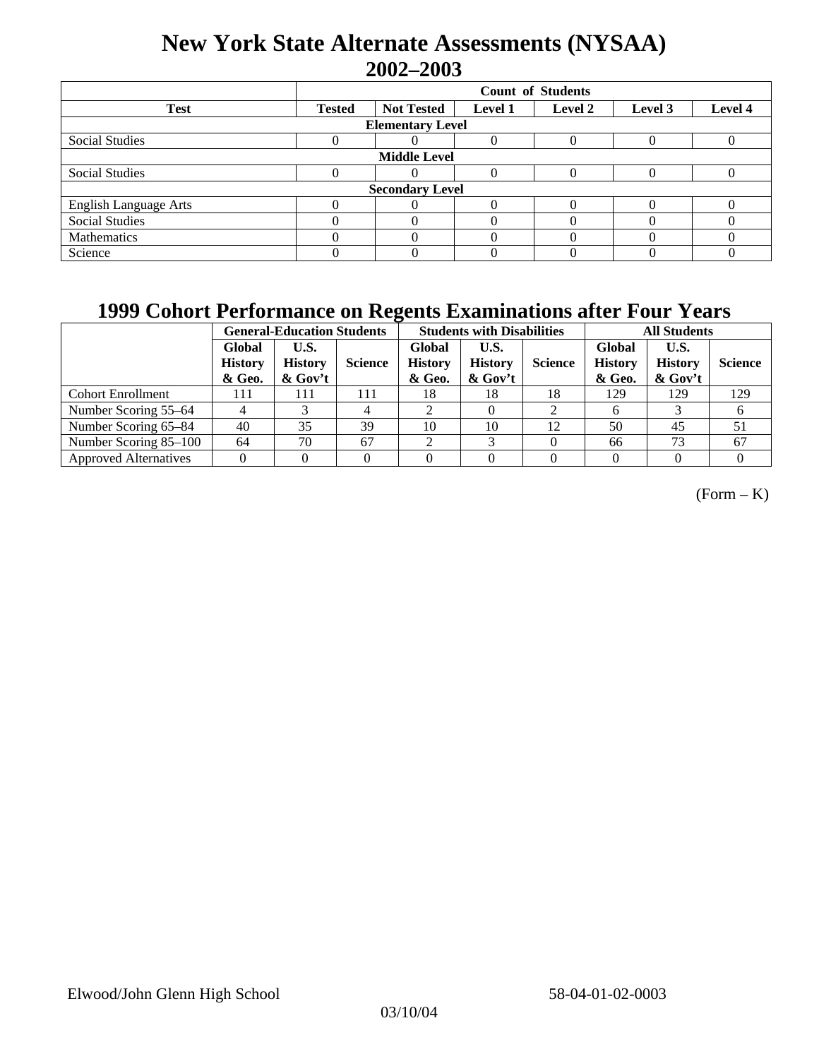# New York State Alternate Assessments (NYSAA)
## 2002–2003

| | Count of Students | | | | | |
|---|---|---|---|---|---|---|
| **Test** | **Tested** | **Not Tested** | **Level 1** | **Level 2** | **Level 3** | **Level 4** |
| **Elementary Level** | | | | | | |
| Social Studies | 0 | 0 | 0 | 0 | 0 | 0 |
| **Middle Level** | | | | | | |
| Social Studies | 0 | 0 | 0 | 0 | 0 | 0 |
| **Secondary Level** | | | | | | |
| English Language Arts | 0 | 0 | 0 | 0 | 0 | 0 |
| Social Studies | 0 | 0 | 0 | 0 | 0 | 0 |
| Mathematics | 0 | 0 | 0 | 0 | 0 | 0 |
| Science | 0 | 0 | 0 | 0 | 0 | 0 |

## 1999 Cohort Performance on Regents Examinations after Four Years

| | General-Education Students | | | Students with Disabilities | | | All Students | | |
|---|---|---|---|---|---|---|---|---|---|
| | **Global History & Geo.** | **U.S. History & Gov't** | **Science** | **Global History & Geo.** | **U.S. History & Gov't** | **Science** | **Global History & Geo.** | **U.S. History & Gov't** | **Science** |
| Cohort Enrollment | 111 | 111 | 111 | 18 | 18 | 18 | 129 | 129 | 129 |
| Number Scoring 55–64 | 4 | 3 | 4 | 2 | 0 | 2 | 6 | 3 | 6 |
| Number Scoring 65–84 | 40 | 35 | 39 | 10 | 10 | 12 | 50 | 45 | 51 |
| Number Scoring 85–100 | 64 | 70 | 67 | 2 | 3 | 0 | 66 | 73 | 67 |
| Approved Alternatives | 0 | 0 | 0 | 0 | 0 | 0 | 0 | 0 | 0 |

(Form – K)

Elwood/John Glenn High School 58-04-01-02-0003

03/10/04